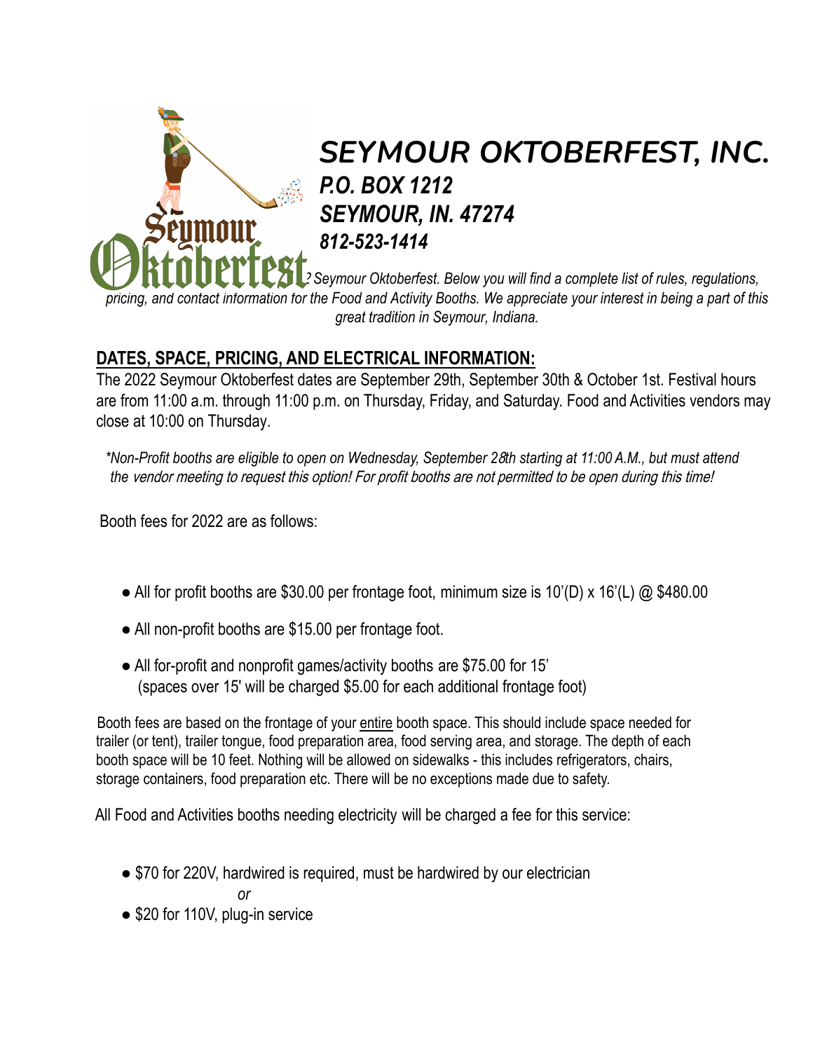# SEYMOUR OKTOBERFEST, INC.

***P.O. BOX 1212***
***SEYMOUR, IN. 47274***
***812-523-1414***

*...2 Seymour Oktoberfest. Below you will find a complete list of rules, regulations, pricing, and contact information for the Food and Activity Booths. We appreciate your interest in being a part of this great tradition in Seymour, Indiana.*

## DATES, SPACE, PRICING, AND ELECTRICAL INFORMATION:

The 2022 Seymour Oktoberfest dates are September 29th, September 30th & October 1st. Festival hours are from 11:00 a.m. through 11:00 p.m. on Thursday, Friday, and Saturday. Food and Activities vendors may close at 10:00 on Thursday.

*\*Non-Profit booths are eligible to open on Wednesday, September 28th starting at 11:00 A.M., but must attend the vendor meeting to request this option! For profit booths are not permitted to be open during this time!*

Booth fees for 2022 are as follows:

- All for profit booths are $30.00 per frontage foot, minimum size is 10'(D) x 16'(L) @ $480.00
- All non-profit booths are $15.00 per frontage foot.
- All for-profit and nonprofit games/activity booths are $75.00 for 15'
  (spaces over 15' will be charged $5.00 for each additional frontage foot)

Booth fees are based on the frontage of your entire booth space. This should include space needed for trailer (or tent), trailer tongue, food preparation area, food serving area, and storage. The depth of each booth space will be 10 feet. Nothing will be allowed on sidewalks - this includes refrigerators, chairs, storage containers, food preparation etc. There will be no exceptions made due to safety.

All Food and Activities booths needing electricity will be charged a fee for this service:

- $70 for 220V, hardwired is required, must be hardwired by our electrician

  *or*

- $20 for 110V, plug-in service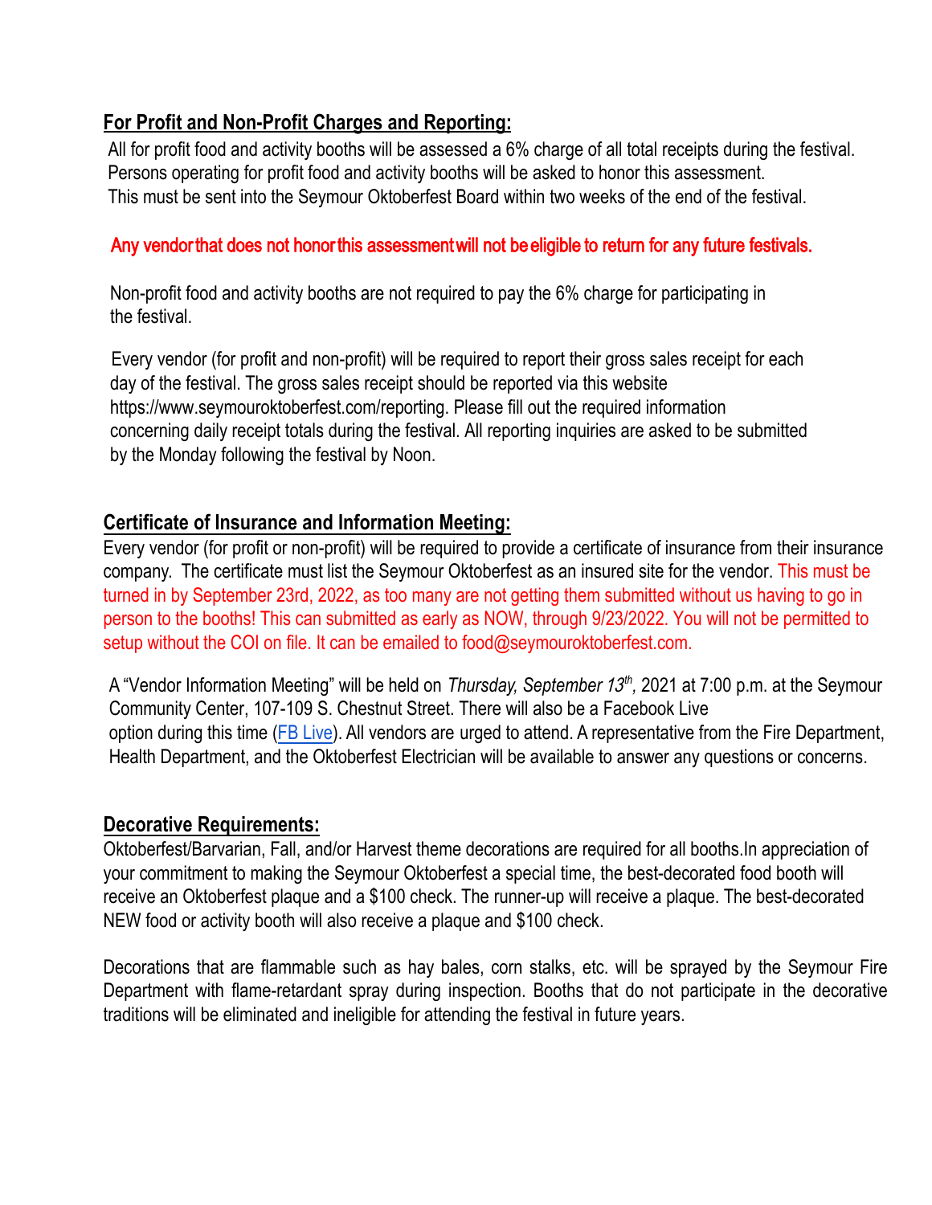## **For Profit and Non-Profit Charges and Reporting:**

All for profit food and activity booths will be assessed a 6% charge of all total receipts during the festival. Persons operating for profit food and activity booths will be asked to honor this assessment. This must be sent into the Seymour Oktoberfest Board within two weeks of the end of the festival.

**Any vendor that does not honor this assessment will not be eligible to return for any future festivals.**

Non-profit food and activity booths are not required to pay the 6% charge for participating in the festival.

Every vendor (for profit and non-profit) will be required to report their gross sales receipt for each day of the festival. The gross sales receipt should be reported via this website https://www.seymouroktoberfest.com/reporting. Please fill out the required information concerning daily receipt totals during the festival. All reporting inquiries are asked to be submitted by the Monday following the festival by Noon.

## **Certificate of Insurance and Information Meeting:**

Every vendor (for profit or non-profit) will be required to provide a certificate of insurance from their insurance company. The certificate must list the Seymour Oktoberfest as an insured site for the vendor. This must be turned in by September 23rd, 2022, as too many are not getting them submitted without us having to go in person to the booths! This can submitted as early as NOW, through 9/23/2022. You will not be permitted to setup without the COI on file. It can be emailed to food@seymouroktoberfest.com.

A "Vendor Information Meeting" will be held on *Thursday, September 13th,* 2021 at 7:00 p.m. at the Seymour Community Center, 107-109 S. Chestnut Street. There will also be a Facebook Live option during this time (FB Live). All vendors are urged to attend. A representative from the Fire Department, Health Department, and the Oktoberfest Electrician will be available to answer any questions or concerns.

## **Decorative Requirements:**

Oktoberfest/Barvarian, Fall, and/or Harvest theme decorations are required for all booths.In appreciation of your commitment to making the Seymour Oktoberfest a special time, the best-decorated food booth will receive an Oktoberfest plaque and a $100 check. The runner-up will receive a plaque. The best-decorated NEW food or activity booth will also receive a plaque and $100 check.

Decorations that are flammable such as hay bales, corn stalks, etc. will be sprayed by the Seymour Fire Department with flame-retardant spray during inspection. Booths that do not participate in the decorative traditions will be eliminated and ineligible for attending the festival in future years.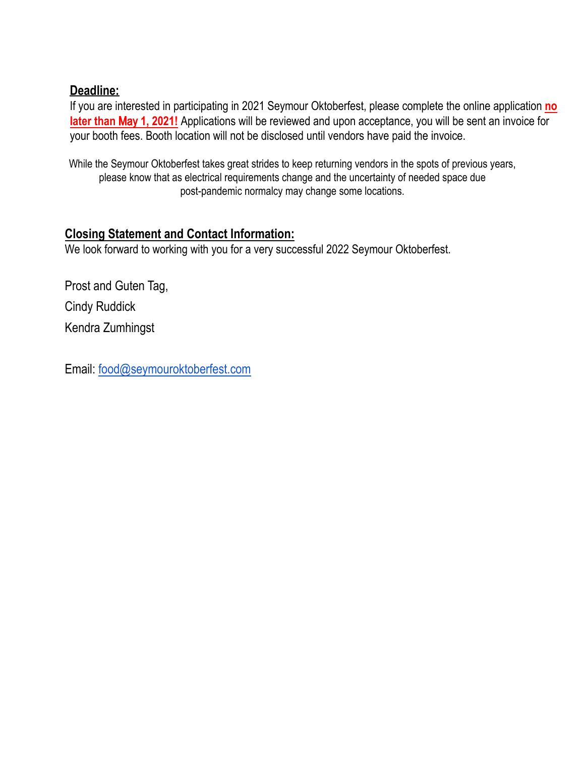**Deadline:**

If you are interested in participating in 2021 Seymour Oktoberfest, please complete the online application **no later than May 1, 2021!** Applications will be reviewed and upon acceptance, you will be sent an invoice for your booth fees. Booth location will not be disclosed until vendors have paid the invoice.

While the Seymour Oktoberfest takes great strides to keep returning vendors in the spots of previous years, please know that as electrical requirements change and the uncertainty of needed space due post-pandemic normalcy may change some locations.

**Closing Statement and Contact Information:**

We look forward to working with you for a very successful 2022 Seymour Oktoberfest.

Prost and Guten Tag,

Cindy Ruddick

Kendra Zumhingst

Email: food@seymouroktoberfest.com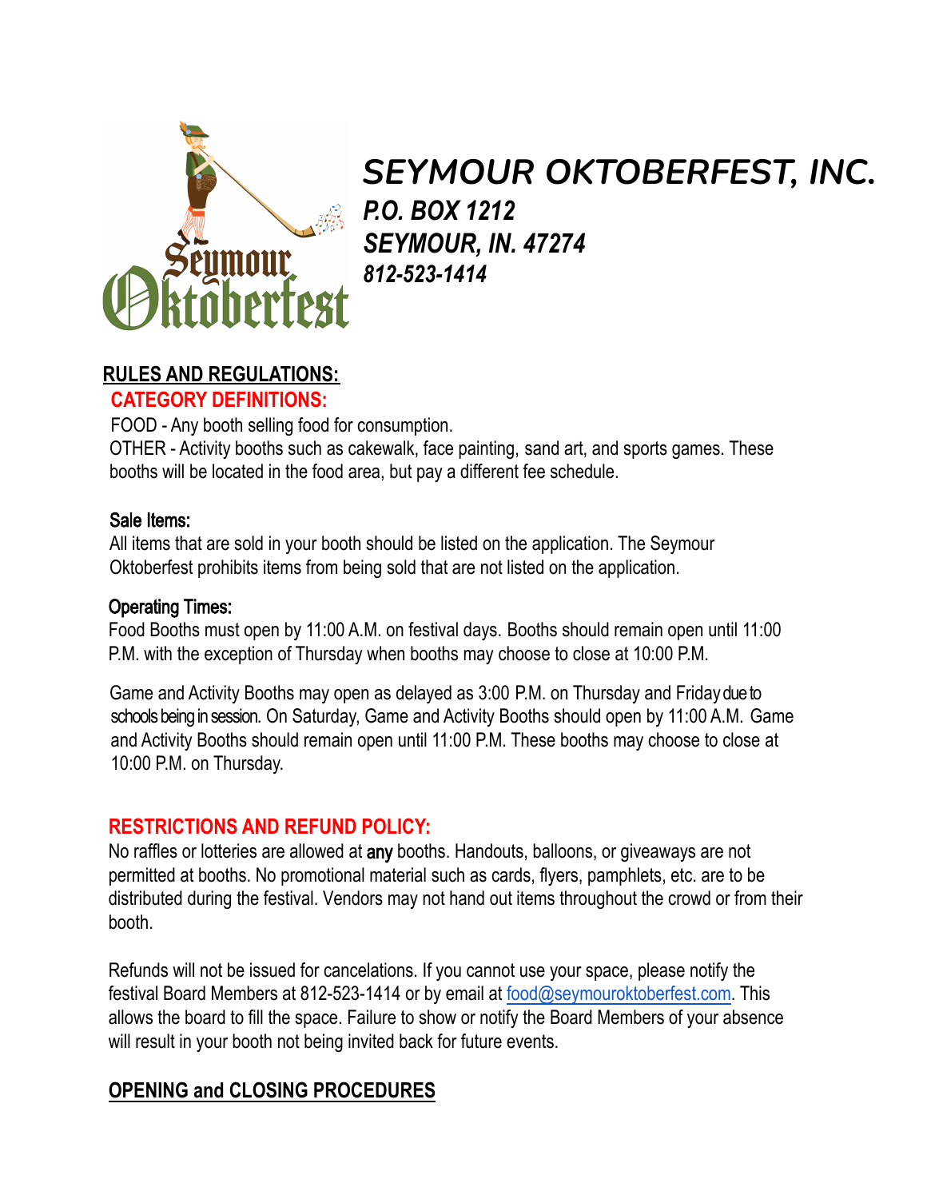# *SEYMOUR OKTOBERFEST, INC.*

***P.O. BOX 1212***
***SEYMOUR, IN. 47274***
***812-523-1414***

## RULES AND REGULATIONS:

### CATEGORY DEFINITIONS:

FOOD - Any booth selling food for consumption.

OTHER - Activity booths such as cakewalk, face painting, sand art, and sports games. These booths will be located in the food area, but pay a different fee schedule.

**Sale Items:**

All items that are sold in your booth should be listed on the application. The Seymour Oktoberfest prohibits items from being sold that are not listed on the application.

**Operating Times:**

Food Booths must open by 11:00 A.M. on festival days. Booths should remain open until 11:00 P.M. with the exception of Thursday when booths may choose to close at 10:00 P.M.

Game and Activity Booths may open as delayed as 3:00 P.M. on Thursday and Friday due to schools being in session. On Saturday, Game and Activity Booths should open by 11:00 A.M. Game and Activity Booths should remain open until 11:00 P.M. These booths may choose to close at 10:00 P.M. on Thursday.

### RESTRICTIONS AND REFUND POLICY:

No raffles or lotteries are allowed at **any** booths. Handouts, balloons, or giveaways are not permitted at booths. No promotional material such as cards, flyers, pamphlets, etc. are to be distributed during the festival. Vendors may not hand out items throughout the crowd or from their booth.

Refunds will not be issued for cancelations. If you cannot use your space, please notify the festival Board Members at 812-523-1414 or by email at food@seymouroktoberfest.com. This allows the board to fill the space. Failure to show or notify the Board Members of your absence will result in your booth not being invited back for future events.

## OPENING and CLOSING PROCEDURES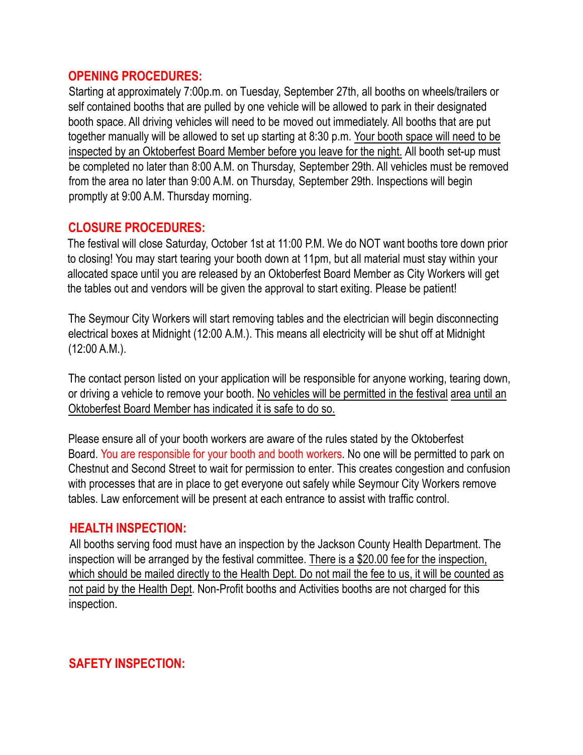## OPENING PROCEDURES:

Starting at approximately 7:00p.m. on Tuesday, September 27th, all booths on wheels/trailers or self contained booths that are pulled by one vehicle will be allowed to park in their designated booth space. All driving vehicles will need to be moved out immediately. All booths that are put together manually will be allowed to set up starting at 8:30 p.m. Your booth space will need to be inspected by an Oktoberfest Board Member before you leave for the night. All booth set-up must be completed no later than 8:00 A.M. on Thursday, September 29th. All vehicles must be removed from the area no later than 9:00 A.M. on Thursday, September 29th. Inspections will begin promptly at 9:00 A.M. Thursday morning.

## CLOSURE PROCEDURES:

The festival will close Saturday, October 1st at 11:00 P.M. We do NOT want booths tore down prior to closing! You may start tearing your booth down at 11pm, but all material must stay within your allocated space until you are released by an Oktoberfest Board Member as City Workers will get the tables out and vendors will be given the approval to start exiting. Please be patient!

The Seymour City Workers will start removing tables and the electrician will begin disconnecting electrical boxes at Midnight (12:00 A.M.). This means all electricity will be shut off at Midnight (12:00 A.M.).

The contact person listed on your application will be responsible for anyone working, tearing down, or driving a vehicle to remove your booth. No vehicles will be permitted in the festival area until an Oktoberfest Board Member has indicated it is safe to do so.

Please ensure all of your booth workers are aware of the rules stated by the Oktoberfest Board. You are responsible for your booth and booth workers. No one will be permitted to park on Chestnut and Second Street to wait for permission to enter. This creates congestion and confusion with processes that are in place to get everyone out safely while Seymour City Workers remove tables. Law enforcement will be present at each entrance to assist with traffic control.

## HEALTH INSPECTION:

All booths serving food must have an inspection by the Jackson County Health Department. The inspection will be arranged by the festival committee. There is a $20.00 fee for the inspection, which should be mailed directly to the Health Dept. Do not mail the fee to us, it will be counted as not paid by the Health Dept. Non-Profit booths and Activities booths are not charged for this inspection.

## SAFETY INSPECTION: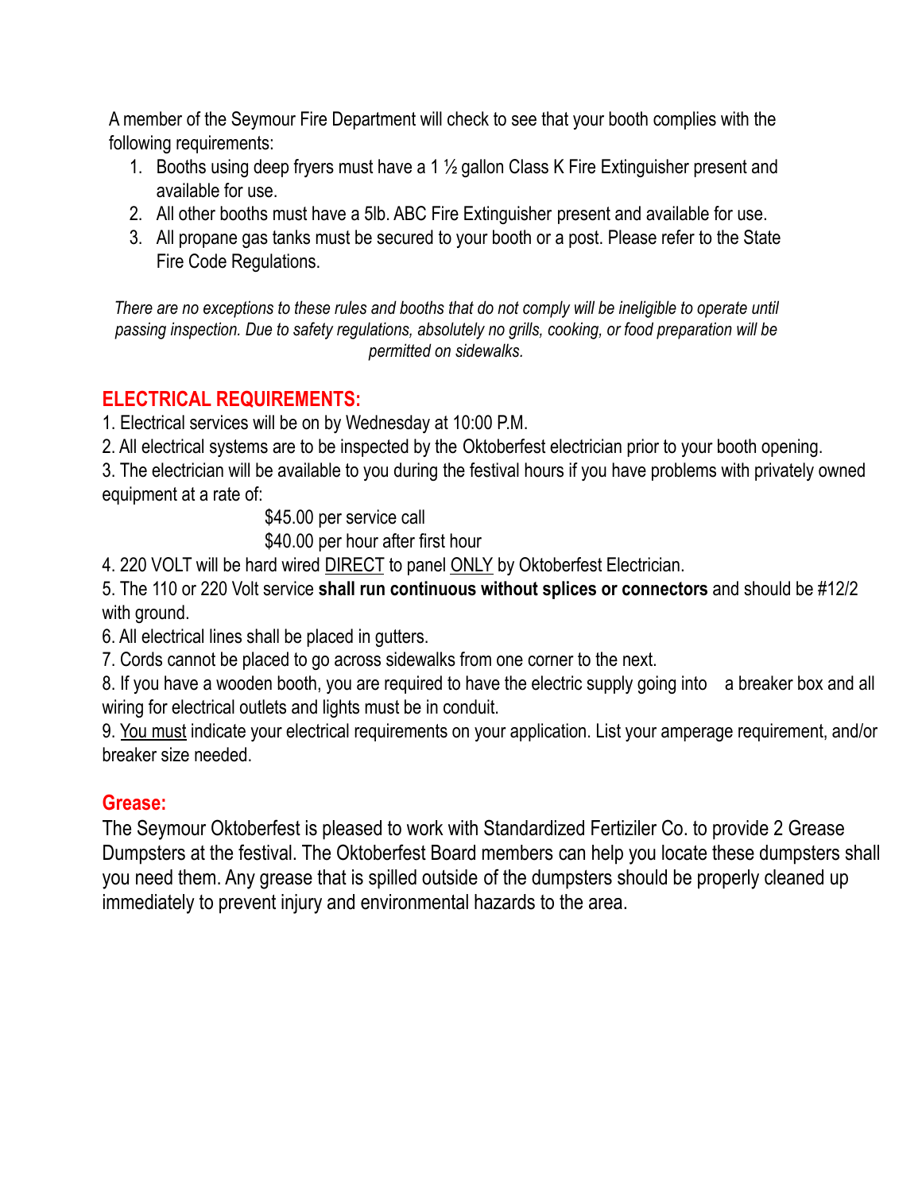A member of the Seymour Fire Department will check to see that your booth complies with the following requirements:

1. Booths using deep fryers must have a 1 ½ gallon Class K Fire Extinguisher present and available for use.
2. All other booths must have a 5lb. ABC Fire Extinguisher present and available for use.
3. All propane gas tanks must be secured to your booth or a post. Please refer to the State Fire Code Regulations.

*There are no exceptions to these rules and booths that do not comply will be ineligible to operate until passing inspection. Due to safety regulations, absolutely no grills, cooking, or food preparation will be permitted on sidewalks.*

## ELECTRICAL REQUIREMENTS:

1. Electrical services will be on by Wednesday at 10:00 P.M.
2. All electrical systems are to be inspected by the Oktoberfest electrician prior to your booth opening.
3. The electrician will be available to you during the festival hours if you have problems with privately owned equipment at a rate of:

   $45.00 per service call
   $40.00 per hour after first hour

4. 220 VOLT will be hard wired DIRECT to panel ONLY by Oktoberfest Electrician.
5. The 110 or 220 Volt service **shall run continuous without splices or connectors** and should be #12/2 with ground.
6. All electrical lines shall be placed in gutters.
7. Cords cannot be placed to go across sidewalks from one corner to the next.
8. If you have a wooden booth, you are required to have the electric supply going into a breaker box and all wiring for electrical outlets and lights must be in conduit.
9. You must indicate your electrical requirements on your application. List your amperage requirement, and/or breaker size needed.

## Grease:

The Seymour Oktoberfest is pleased to work with Standardized Fertiziler Co. to provide 2 Grease Dumpsters at the festival. The Oktoberfest Board members can help you locate these dumpsters shall you need them. Any grease that is spilled outside of the dumpsters should be properly cleaned up immediately to prevent injury and environmental hazards to the area.